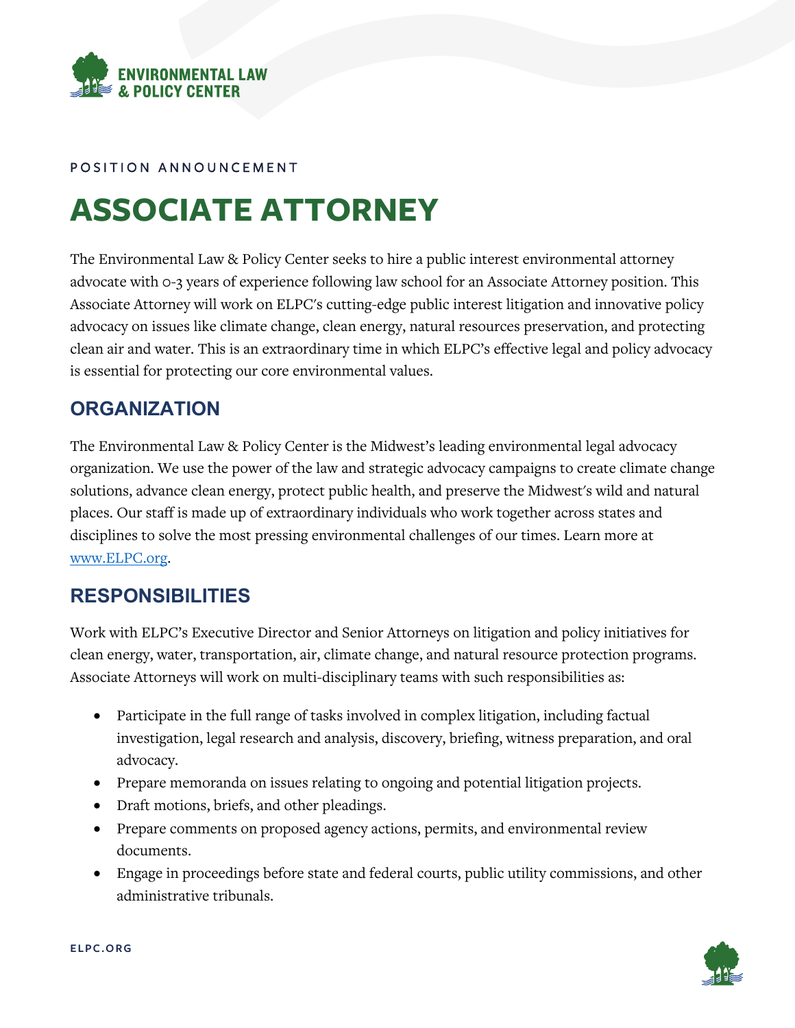ENVIRONMENTAL LAW & POLICY CENTER

POSITION ANNOUNCEMENT

# ASSOCIATE ATTORNEY

The Environmental Law & Policy Center seeks to hire a public interest environmental attorney advocate with 0-3 years of experience following law school for an Associate Attorney position. This Associate Attorney will work on ELPC's cutting-edge public interest litigation and innovative policy advocacy on issues like climate change, clean energy, natural resources preservation, and protecting clean air and water. This is an extraordinary time in which ELPC's effective legal and policy advocacy is essential for protecting our core environmental values.

## ORGANIZATION

The Environmental Law & Policy Center is the Midwest's leading environmental legal advocacy organization. We use the power of the law and strategic advocacy campaigns to create climate change solutions, advance clean energy, protect public health, and preserve the Midwest's wild and natural places. Our staff is made up of extraordinary individuals who work together across states and disciplines to solve the most pressing environmental challenges of our times. Learn more at www.ELPC.org.

## RESPONSIBILITIES

Work with ELPC's Executive Director and Senior Attorneys on litigation and policy initiatives for clean energy, water, transportation, air, climate change, and natural resource protection programs. Associate Attorneys will work on multi-disciplinary teams with such responsibilities as:

- Participate in the full range of tasks involved in complex litigation, including factual investigation, legal research and analysis, discovery, briefing, witness preparation, and oral advocacy.
- Prepare memoranda on issues relating to ongoing and potential litigation projects.
- Draft motions, briefs, and other pleadings.
- Prepare comments on proposed agency actions, permits, and environmental review documents.
- Engage in proceedings before state and federal courts, public utility commissions, and other administrative tribunals.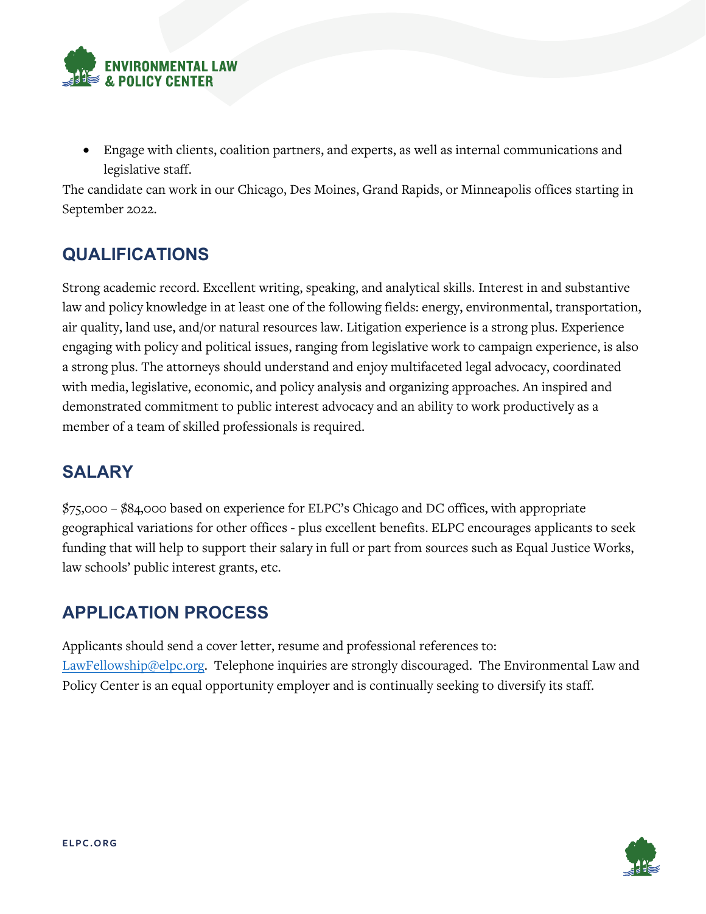- Engage with clients, coalition partners, and experts, as well as internal communications and legislative staff.

The candidate can work in our Chicago, Des Moines, Grand Rapids, or Minneapolis offices starting in September 2022.

## QUALIFICATIONS

Strong academic record. Excellent writing, speaking, and analytical skills. Interest in and substantive law and policy knowledge in at least one of the following fields: energy, environmental, transportation, air quality, land use, and/or natural resources law. Litigation experience is a strong plus. Experience engaging with policy and political issues, ranging from legislative work to campaign experience, is also a strong plus. The attorneys should understand and enjoy multifaceted legal advocacy, coordinated with media, legislative, economic, and policy analysis and organizing approaches. An inspired and demonstrated commitment to public interest advocacy and an ability to work productively as a member of a team of skilled professionals is required.

## SALARY

$75,000 – $84,000 based on experience for ELPC's Chicago and DC offices, with appropriate geographical variations for other offices - plus excellent benefits. ELPC encourages applicants to seek funding that will help to support their salary in full or part from sources such as Equal Justice Works, law schools' public interest grants, etc.

## APPLICATION PROCESS

Applicants should send a cover letter, resume and professional references to: LawFellowship@elpc.org. Telephone inquiries are strongly discouraged. The Environmental Law and Policy Center is an equal opportunity employer and is continually seeking to diversify its staff.